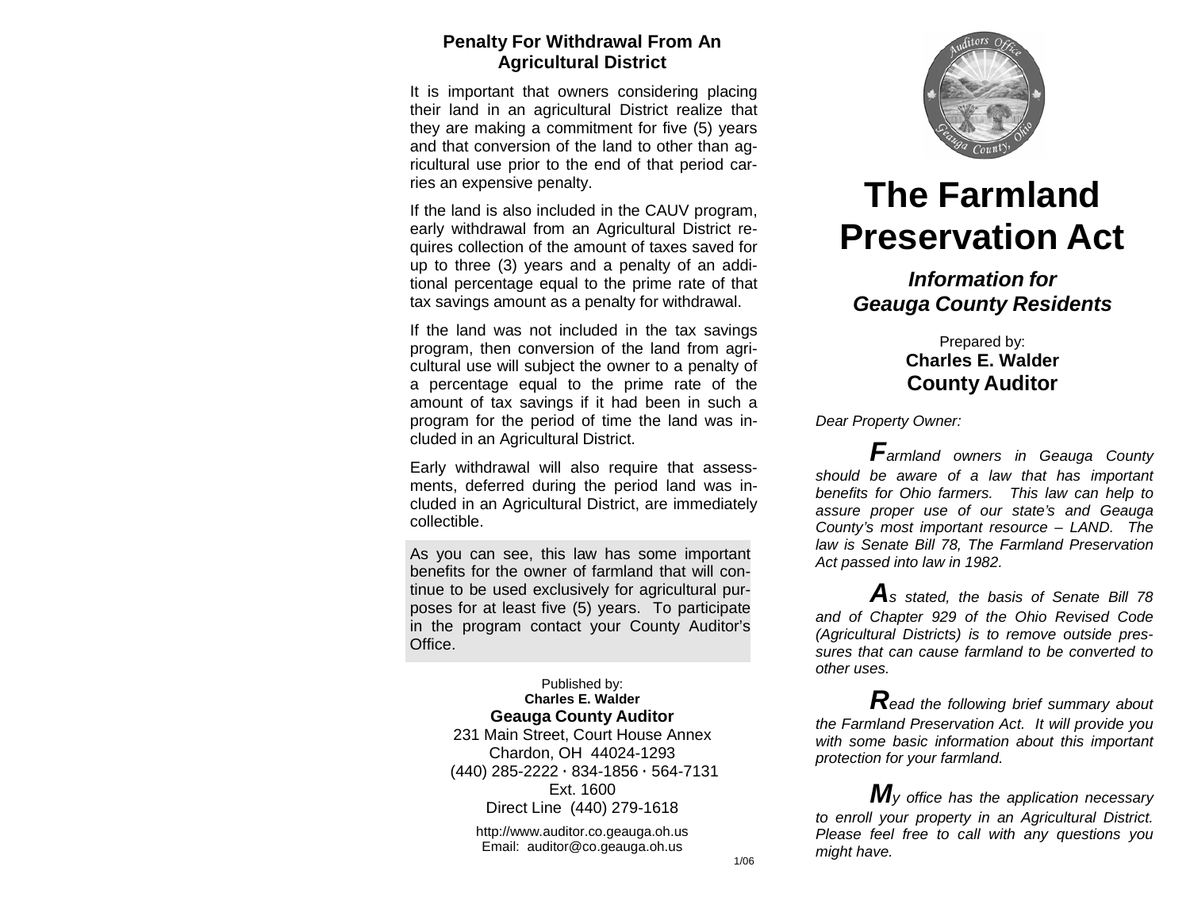## Penalty For Withdrawal From An Agricultural District

It is important that owners considering placing their land in an agricultural District realize that they are making a commitment for five (5) years and that conversion of the land to other than agricultural use prior to the end of that period carries an expensive penalty.

If the land is also included in the CAUV program, early withdrawal from an Agricultural District requires collection of the amount of taxes saved for up to three (3) years and a penalty of an additional percentage equal to the prime rate of that tax savings amount as a penalty for withdrawal.

If the land was not included in the tax savings program, then conversion of the land from agricultural use will subject the owner to a penalty of a percentage equal to the prime rate of the amount of tax savings if it had been in such a program for the period of time the land was included in an Agricultural District.

Early withdrawal will also require that assessments, deferred during the period land was included in an Agricultural District, are immediately collectible.

As you can see, this law has some important benefits for the owner of farmland that will continue to be used exclusively for agricultural purposes for at least five (5) years. To participate in the program contact your County Auditor's Office.

Published by:
**Charles E. Walder**
**Geauga County Auditor**
231 Main Street, Court House Annex
Chardon, OH 44024-1293
(440) 285-2222 · 834-1856 · 564-7131
Ext. 1600
Direct Line (440) 279-1618

http://www.auditor.co.geauga.oh.us
Email: auditor@co.geauga.oh.us

1/06

# The Farmland Preservation Act

## *Information for Geauga County Residents*

Prepared by:
**Charles E. Walder**
**County Auditor**

*Dear Property Owner:*

***F****armland owners in Geauga County should be aware of a law that has important benefits for Ohio farmers. This law can help to assure proper use of our state's and Geauga County's most important resource – LAND. The law is Senate Bill 78, The Farmland Preservation Act passed into law in 1982.*

***A****s stated, the basis of Senate Bill 78 and of Chapter 929 of the Ohio Revised Code (Agricultural Districts) is to remove outside pressures that can cause farmland to be converted to other uses.*

***R****ead the following brief summary about the Farmland Preservation Act. It will provide you with some basic information about this important protection for your farmland.*

***M****y office has the application necessary to enroll your property in an Agricultural District. Please feel free to call with any questions you might have.*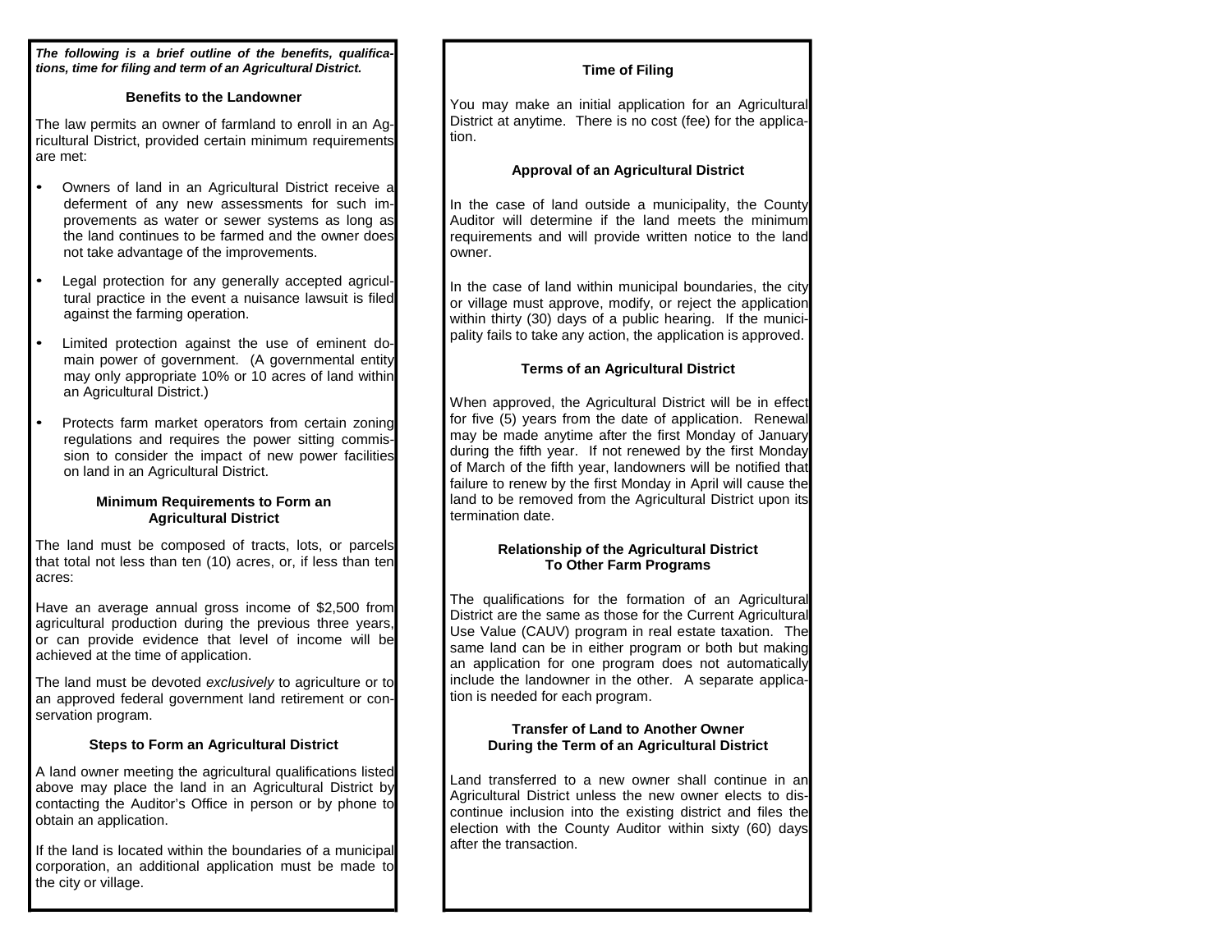***The following is a brief outline of the benefits, qualifications, time for filing and term of an Agricultural District.***

### Benefits to the Landowner

The law permits an owner of farmland to enroll in an Agricultural District, provided certain minimum requirements are met:

- Owners of land in an Agricultural District receive a deferment of any new assessments for such improvements as water or sewer systems as long as the land continues to be farmed and the owner does not take advantage of the improvements.
- Legal protection for any generally accepted agricultural practice in the event a nuisance lawsuit is filed against the farming operation.
- Limited protection against the use of eminent domain power of government. (A governmental entity may only appropriate 10% or 10 acres of land within an Agricultural District.)
- Protects farm market operators from certain zoning regulations and requires the power sitting commission to consider the impact of new power facilities on land in an Agricultural District.

### Minimum Requirements to Form an Agricultural District

The land must be composed of tracts, lots, or parcels that total not less than ten (10) acres, or, if less than ten acres:

Have an average annual gross income of $2,500 from agricultural production during the previous three years, or can provide evidence that level of income will be achieved at the time of application.

The land must be devoted *exclusively* to agriculture or to an approved federal government land retirement or conservation program.

### Steps to Form an Agricultural District

A land owner meeting the agricultural qualifications listed above may place the land in an Agricultural District by contacting the Auditor's Office in person or by phone to obtain an application.

If the land is located within the boundaries of a municipal corporation, an additional application must be made to the city or village.

### Time of Filing

You may make an initial application for an Agricultural District at anytime. There is no cost (fee) for the application.

### Approval of an Agricultural District

In the case of land outside a municipality, the County Auditor will determine if the land meets the minimum requirements and will provide written notice to the land owner.

In the case of land within municipal boundaries, the city or village must approve, modify, or reject the application within thirty (30) days of a public hearing. If the municipality fails to take any action, the application is approved.

### Terms of an Agricultural District

When approved, the Agricultural District will be in effect for five (5) years from the date of application. Renewal may be made anytime after the first Monday of January during the fifth year. If not renewed by the first Monday of March of the fifth year, landowners will be notified that failure to renew by the first Monday in April will cause the land to be removed from the Agricultural District upon its termination date.

### Relationship of the Agricultural District To Other Farm Programs

The qualifications for the formation of an Agricultural District are the same as those for the Current Agricultural Use Value (CAUV) program in real estate taxation. The same land can be in either program or both but making an application for one program does not automatically include the landowner in the other. A separate application is needed for each program.

### Transfer of Land to Another Owner During the Term of an Agricultural District

Land transferred to a new owner shall continue in an Agricultural District unless the new owner elects to discontinue inclusion into the existing district and files the election with the County Auditor within sixty (60) days after the transaction.